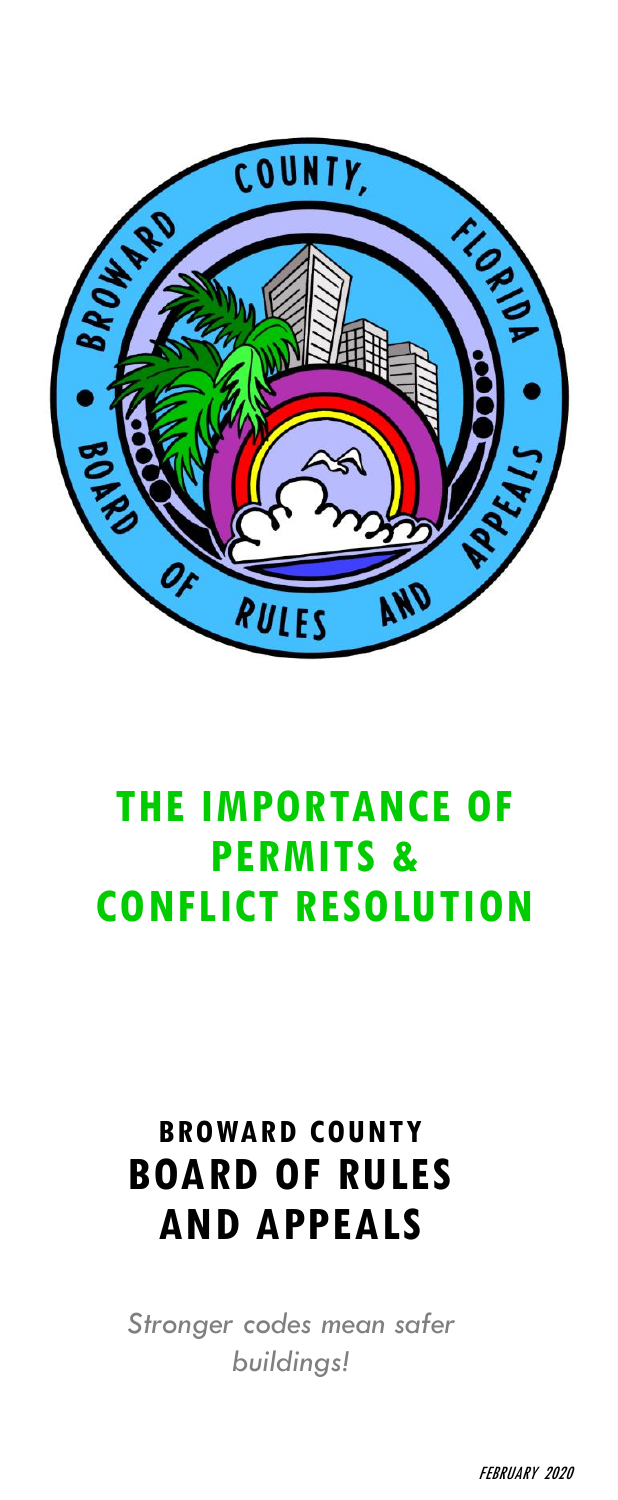# THE IMPORTANCE OF PERMITS & CONFLICT RESOLUTION

## BROWARD COUNTY
## BOARD OF RULES AND APPEALS

*Stronger codes mean safer buildings!*

*FEBRUARY 2020*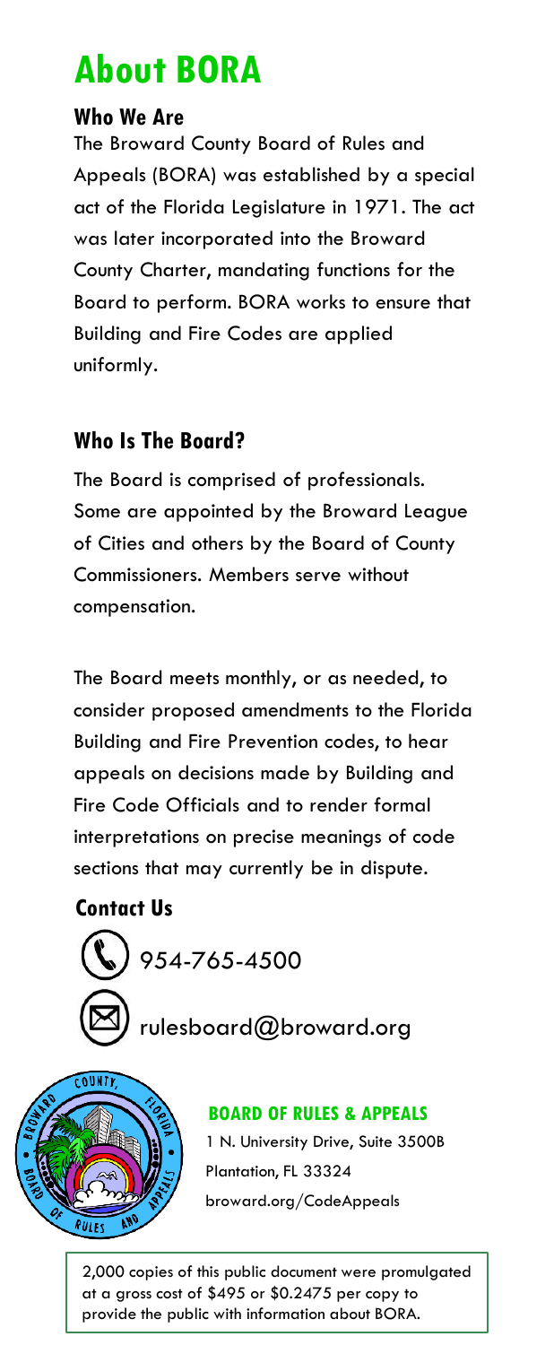# About BORA

## Who We Are

The Broward County Board of Rules and Appeals (BORA) was established by a special act of the Florida Legislature in 1971. The act was later incorporated into the Broward County Charter, mandating functions for the Board to perform. BORA works to ensure that Building and Fire Codes are applied uniformly.

## Who Is The Board?

The Board is comprised of professionals. Some are appointed by the Broward League of Cities and others by the Board of County Commissioners. Members serve without compensation.

The Board meets monthly, or as needed, to consider proposed amendments to the Florida Building and Fire Prevention codes, to hear appeals on decisions made by Building and Fire Code Officials and to render formal interpretations on precise meanings of code sections that may currently be in dispute.

## Contact Us

954-765-4500

rulesboard@broward.org

**BOARD OF RULES & APPEALS**

1 N. University Drive, Suite 3500B
Plantation, FL 33324
broward.org/CodeAppeals

2,000 copies of this public document were promulgated at a gross cost of $495 or $0.2475 per copy to provide the public with information about BORA.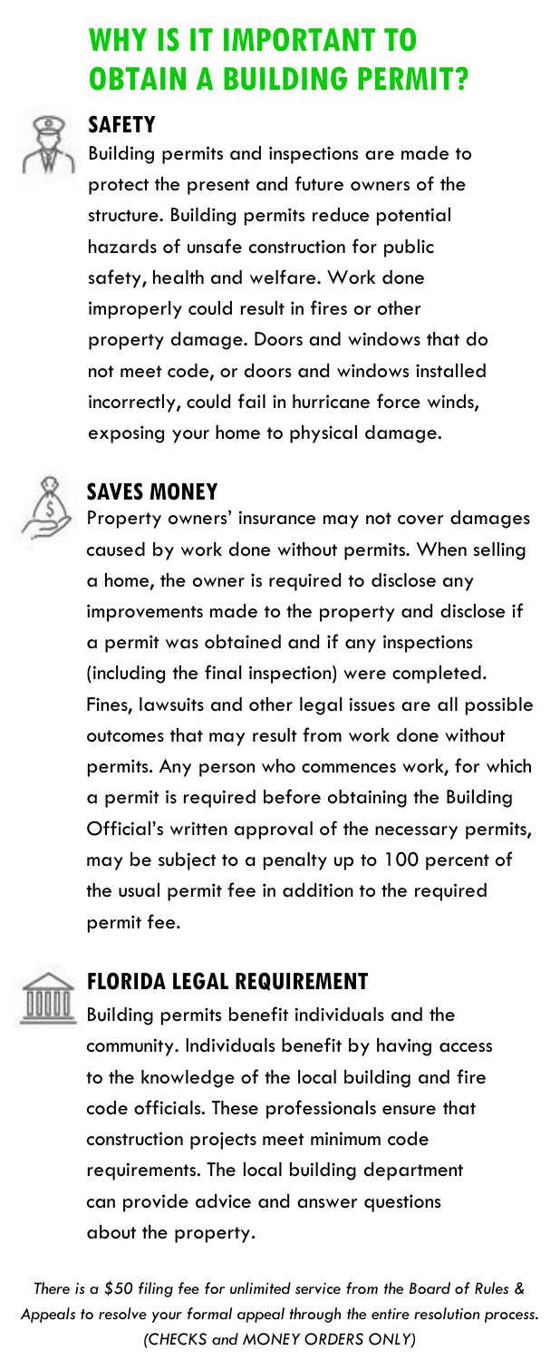# WHY IS IT IMPORTANT TO OBTAIN A BUILDING PERMIT?

## SAFETY

Building permits and inspections are made to protect the present and future owners of the structure. Building permits reduce potential hazards of unsafe construction for public safety, health and welfare. Work done improperly could result in fires or other property damage. Doors and windows that do not meet code, or doors and windows installed incorrectly, could fail in hurricane force winds, exposing your home to physical damage.

## SAVES MONEY

Property owners' insurance may not cover damages caused by work done without permits. When selling a home, the owner is required to disclose any improvements made to the property and disclose if a permit was obtained and if any inspections (including the final inspection) were completed. Fines, lawsuits and other legal issues are all possible outcomes that may result from work done without permits. Any person who commences work, for which a permit is required before obtaining the Building Official's written approval of the necessary permits, may be subject to a penalty up to 100 percent of the usual permit fee in addition to the required permit fee.

## FLORIDA LEGAL REQUIREMENT

Building permits benefit individuals and the community. Individuals benefit by having access to the knowledge of the local building and fire code officials. These professionals ensure that construction projects meet minimum code requirements. The local building department can provide advice and answer questions about the property.

*There is a $50 filing fee for unlimited service from the Board of Rules & Appeals to resolve your formal appeal through the entire resolution process. (CHECKS and MONEY ORDERS ONLY)*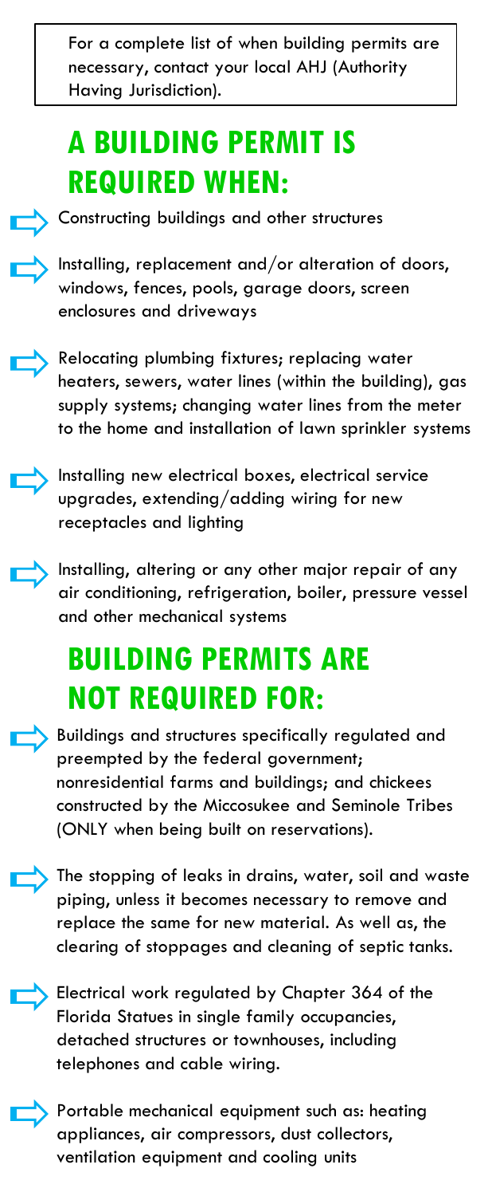For a complete list of when building permits are necessary, contact your local AHJ (Authority Having Jurisdiction).

## A BUILDING PERMIT IS REQUIRED WHEN:

- Constructing buildings and other structures
- Installing, replacement and/or alteration of doors, windows, fences, pools, garage doors, screen enclosures and driveways
- Relocating plumbing fixtures; replacing water heaters, sewers, water lines (within the building), gas supply systems; changing water lines from the meter to the home and installation of lawn sprinkler systems
- Installing new electrical boxes, electrical service upgrades, extending/adding wiring for new receptacles and lighting
- Installing, altering or any other major repair of any air conditioning, refrigeration, boiler, pressure vessel and other mechanical systems

## BUILDING PERMITS ARE NOT REQUIRED FOR:

- Buildings and structures specifically regulated and preempted by the federal government; nonresidential farms and buildings; and chickees constructed by the Miccosukee and Seminole Tribes (ONLY when being built on reservations).
- The stopping of leaks in drains, water, soil and waste piping, unless it becomes necessary to remove and replace the same for new material. As well as, the clearing of stoppages and cleaning of septic tanks.
- Electrical work regulated by Chapter 364 of the Florida Statues in single family occupancies, detached structures or townhouses, including telephones and cable wiring.
- Portable mechanical equipment such as: heating appliances, air compressors, dust collectors, ventilation equipment and cooling units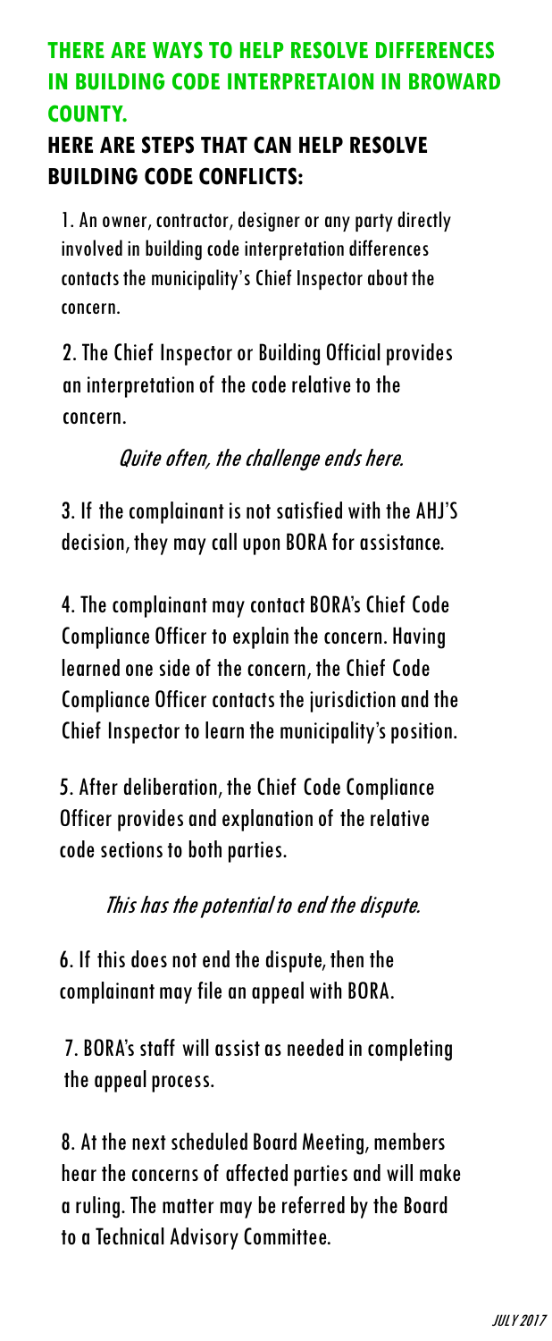## THERE ARE WAYS TO HELP RESOLVE DIFFERENCES IN BUILDING CODE INTERPRETAION IN BROWARD COUNTY.

## HERE ARE STEPS THAT CAN HELP RESOLVE BUILDING CODE CONFLICTS:

1. An owner, contractor, designer or any party directly involved in building code interpretation differences contacts the municipality's Chief Inspector about the concern.

2. The Chief Inspector or Building Official provides an interpretation of the code relative to the concern.

*Quite often, the challenge ends here.*

3. If the complainant is not satisfied with the AHJ'S decision, they may call upon BORA for assistance.

4. The complainant may contact BORA's Chief Code Compliance Officer to explain the concern. Having learned one side of the concern, the Chief Code Compliance Officer contacts the jurisdiction and the Chief Inspector to learn the municipality's position.

5. After deliberation, the Chief Code Compliance Officer provides and explanation of the relative code sections to both parties.

*This has the potential to end the dispute.*

6. If this does not end the dispute, then the complainant may file an appeal with BORA.

7. BORA's staff will assist as needed in completing the appeal process.

8. At the next scheduled Board Meeting, members hear the concerns of affected parties and will make a ruling. The matter may be referred by the Board to a Technical Advisory Committee.

*JULY 2017*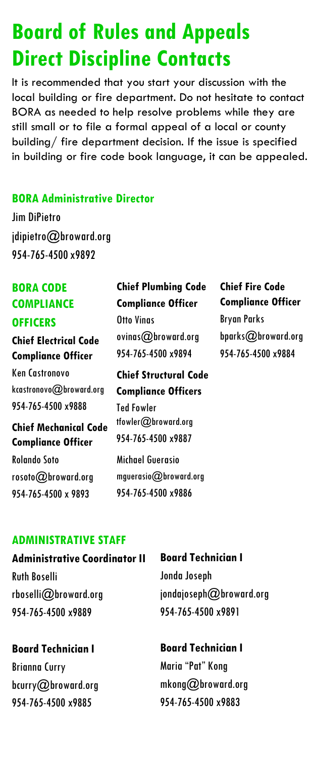# Board of Rules and Appeals Direct Discipline Contacts

It is recommended that you start your discussion with the local building or fire department. Do not hesitate to contact BORA as needed to help resolve problems while they are still small or to file a formal appeal of a local or county building/ fire department decision. If the issue is specified in building or fire code book language, it can be appealed.

## BORA Administrative Director

Jim DiPietro
jdipietro@broward.org
954-765-4500 x9892

## BORA CODE COMPLIANCE OFFICERS

**Chief Electrical Code Compliance Officer**
Ken Castronovo
kcastronovo@broward.org
954-765-4500 x9888

**Chief Mechanical Code Compliance Officer**
Rolando Soto
rosoto@broward.org
954-765-4500 x 9893

**Chief Plumbing Code Compliance Officer**
Otto Vinas
ovinas@broward.org
954-765-4500 x9894

**Chief Structural Code Compliance Officers**
Ted Fowler
tfowler@broward.org
954-765-4500 x9887

Michael Guerasio
mguerasio@broward.org
954-765-4500 x9886

**Chief Fire Code Compliance Officer**
Bryan Parks
bparks@broward.org
954-765-4500 x9884

## ADMINISTRATIVE STAFF

**Administrative Coordinator II**
Ruth Boselli
rboselli@broward.org
954-765-4500 x9889

**Board Technician I**
Brianna Curry
bcurry@broward.org
954-765-4500 x9885

**Board Technician I**
Jonda Joseph
jondajoseph@broward.org
954-765-4500 x9891

**Board Technician I**
Maria "Pat" Kong
mkong@broward.org
954-765-4500 x9883